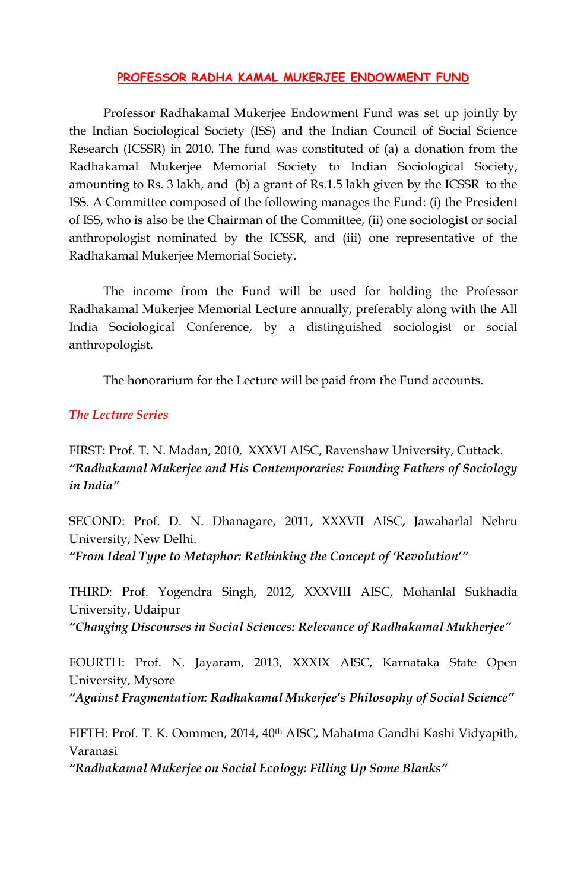# PROFESSOR RADHA KAMAL MUKERJEE ENDOWMENT FUND

Professor Radhakamal Mukerjee Endowment Fund was set up jointly by the Indian Sociological Society (ISS) and the Indian Council of Social Science Research (ICSSR) in 2010. The fund was constituted of (a) a donation from the Radhakamal Mukerjee Memorial Society to Indian Sociological Society, amounting to Rs. 3 lakh, and (b) a grant of Rs.1.5 lakh given by the ICSSR to the ISS. A Committee composed of the following manages the Fund: (i) the President of ISS, who is also be the Chairman of the Committee, (ii) one sociologist or social anthropologist nominated by the ICSSR, and (iii) one representative of the Radhakamal Mukerjee Memorial Society.

The income from the Fund will be used for holding the Professor Radhakamal Mukerjee Memorial Lecture annually, preferably along with the All India Sociological Conference, by a distinguished sociologist or social anthropologist.

The honorarium for the Lecture will be paid from the Fund accounts.

## *The Lecture Series*

FIRST: Prof. T. N. Madan, 2010, XXXVI AISC, Ravenshaw University, Cuttack.
***"Radhakamal Mukerjee and His Contemporaries: Founding Fathers of Sociology in India"***

SECOND: Prof. D. N. Dhanagare, 2011, XXXVII AISC, Jawaharlal Nehru University, New Delhi.
***"From Ideal Type to Metaphor: Rethinking the Concept of 'Revolution'"***

THIRD: Prof. Yogendra Singh, 2012, XXXVIII AISC, Mohanlal Sukhadia University, Udaipur
***"Changing Discourses in Social Sciences: Relevance of Radhakamal Mukherjee"***

FOURTH: Prof. N. Jayaram, 2013, XXXIX AISC, Karnataka State Open University, Mysore
***"Against Fragmentation: Radhakamal Mukerjee's Philosophy of Social Science"***

FIFTH: Prof. T. K. Oommen, 2014, 40th AISC, Mahatma Gandhi Kashi Vidyapith, Varanasi
***"Radhakamal Mukerjee on Social Ecology: Filling Up Some Blanks"***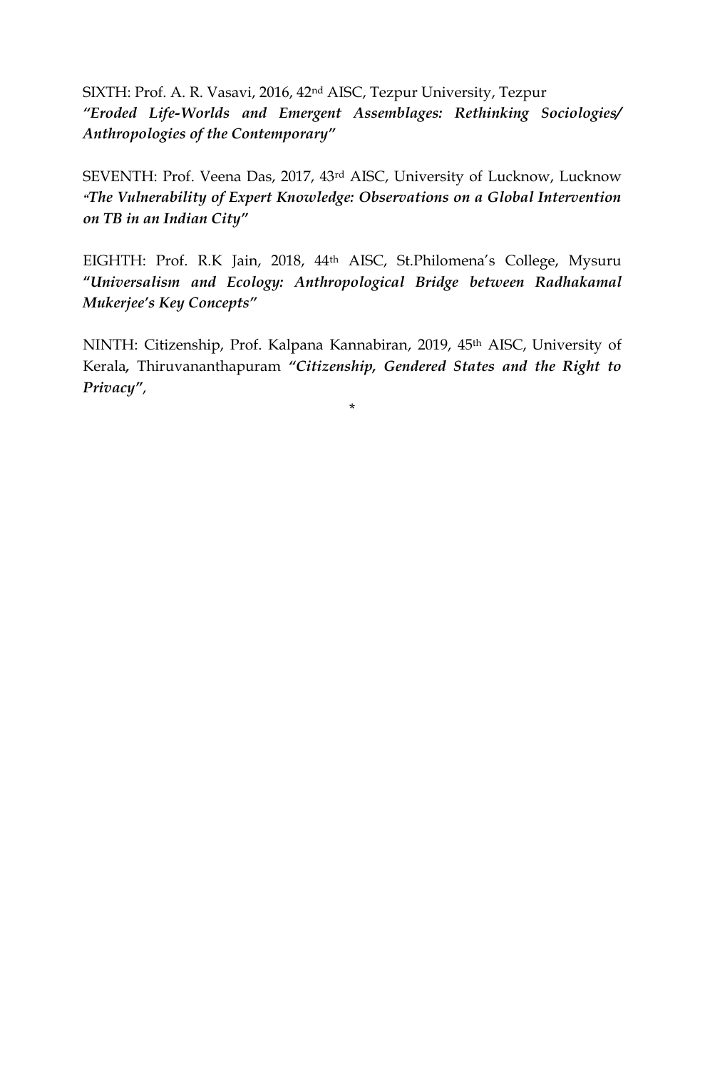SIXTH: Prof. A. R. Vasavi, 2016, 42nd AISC, Tezpur University, Tezpur
***"Eroded Life-Worlds and Emergent Assemblages: Rethinking Sociologies/ Anthropologies of the Contemporary"***

SEVENTH: Prof. Veena Das, 2017, 43rd AISC, University of Lucknow, Lucknow ***"The Vulnerability of Expert Knowledge: Observations on a Global Intervention on TB in an Indian City"***

EIGHTH: Prof. R.K Jain, 2018, 44th AISC, St.Philomena's College, Mysuru ***"Universalism and Ecology: Anthropological Bridge between Radhakamal Mukerjee's Key Concepts"***

NINTH: Citizenship, Prof. Kalpana Kannabiran, 2019, 45th AISC, University of Kerala, Thiruvananthapuram ***"Citizenship, Gendered States and the Right to Privacy"***,

*